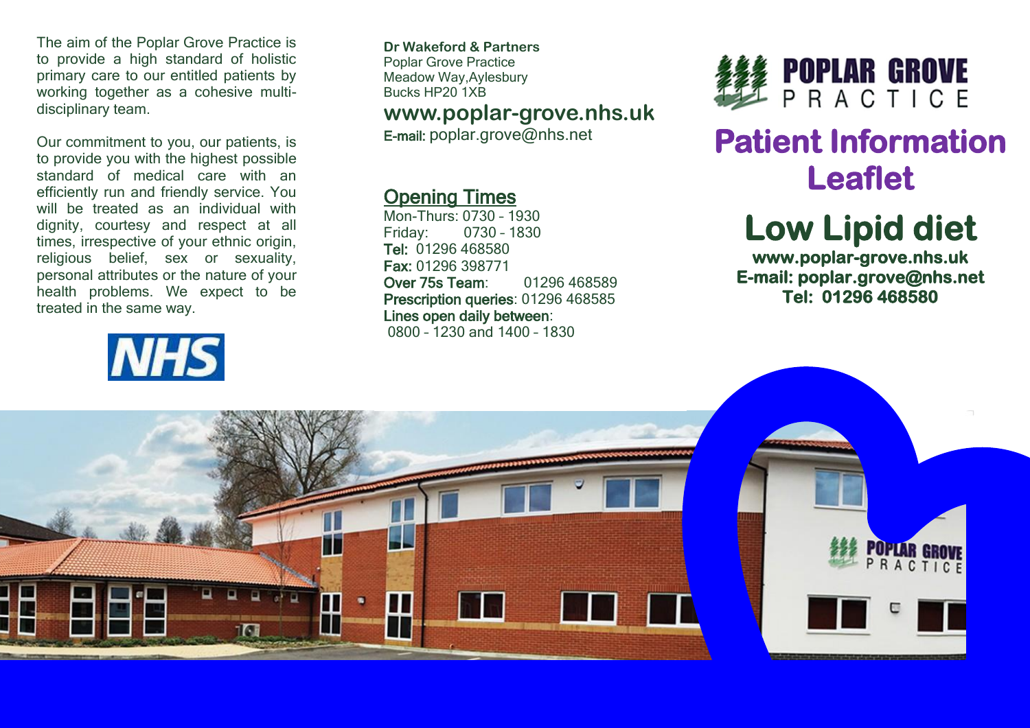The aim of the Poplar Grove Practice is to provide a high standard of holistic primary care to our entitled patients by working together as a cohesive multi-disciplinary team.

Our commitment to you, our patients, is to provide you with the highest possible standard of medical care with an efficiently run and friendly service. You will be treated as an individual with dignity, courtesy and respect at all times, irrespective of your ethnic origin, religious belief, sex or sexuality, personal attributes or the nature of your health problems. We expect to be treated in the same way.

**Dr Wakeford & Partners**
Poplar Grove Practice
Meadow Way, Aylesbury
Bucks HP20 1XB

**www.poplar-grove.nhs.uk**

**E-mail:** poplar.grove@nhs.net

## Opening Times

Mon-Thurs: 0730 – 1930
Friday: 0730 – 1830
**Tel:** 01296 468580
**Fax:** 01296 398771
**Over 75s Team**: 01296 468589
**Prescription queries**: 01296 468585
**Lines open daily between**:
0800 – 1230 and 1400 – 1830

**POPLAR GROVE PRACTICE**

# Patient Information Leaflet

# Low Lipid diet

**www.poplar-grove.nhs.uk**
**E-mail: poplar.grove@nhs.net**
**Tel: 01296 468580**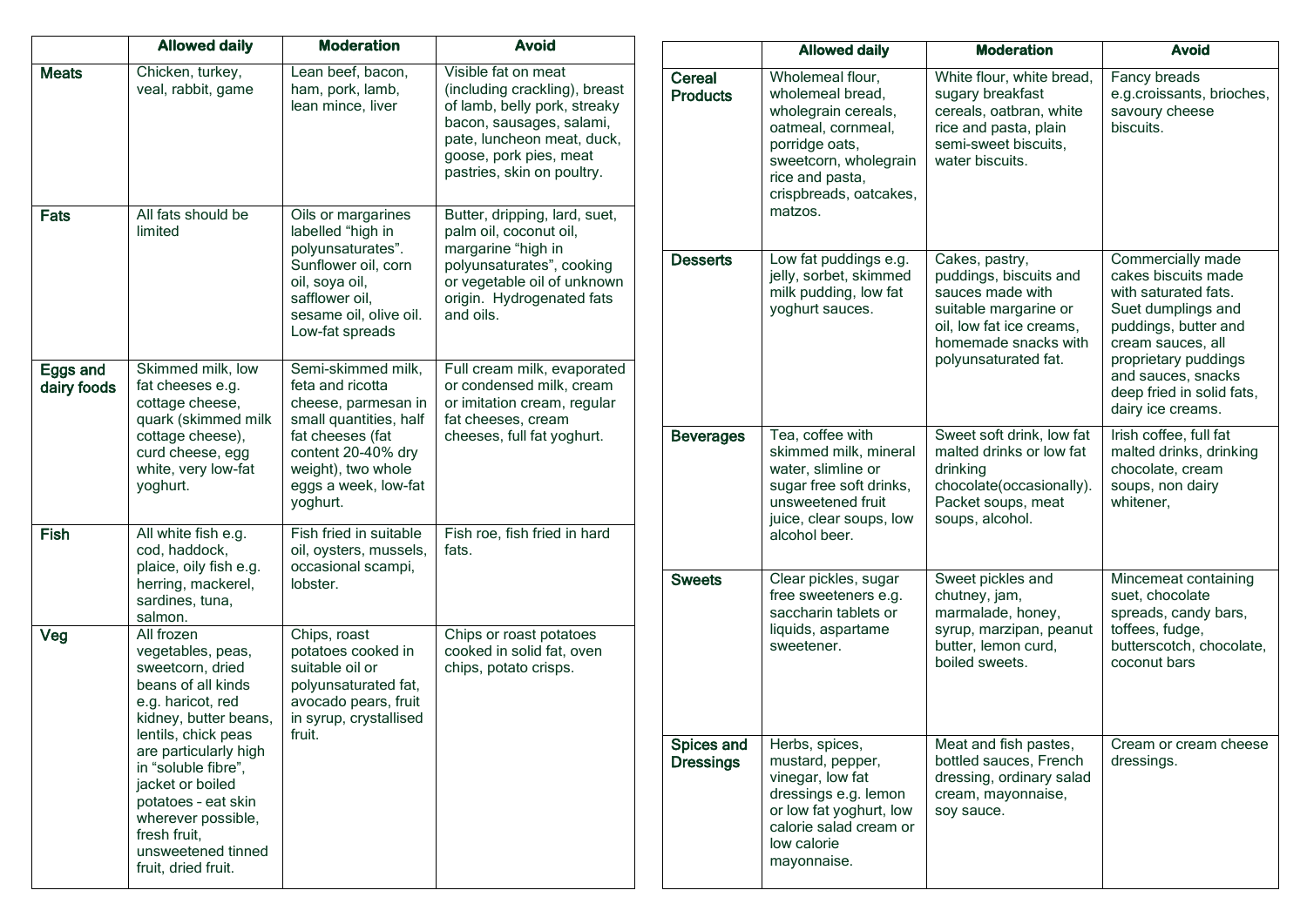| | Allowed daily | Moderation | Avoid |
|---|---|---|---|
| **Meats** | Chicken, turkey, veal, rabbit, game | Lean beef, bacon, ham, pork, lamb, lean mince, liver | Visible fat on meat (including crackling), breast of lamb, belly pork, streaky bacon, sausages, salami, pate, luncheon meat, duck, goose, pork pies, meat pastries, skin on poultry. |
| **Fats** | All fats should be limited | Oils or margarines labelled "high in polyunsaturates". Sunflower oil, corn oil, soya oil, safflower oil, sesame oil, olive oil. Low-fat spreads | Butter, dripping, lard, suet, palm oil, coconut oil, margarine "high in polyunsaturates", cooking or vegetable oil of unknown origin. Hydrogenated fats and oils. |
| **Eggs and dairy foods** | Skimmed milk, low fat cheeses e.g. cottage cheese, quark (skimmed milk cottage cheese), curd cheese, egg white, very low-fat yoghurt. | Semi-skimmed milk, feta and ricotta cheese, parmesan in small quantities, half fat cheeses (fat content 20-40% dry weight), two whole eggs a week, low-fat yoghurt. | Full cream milk, evaporated or condensed milk, cream or imitation cream, regular fat cheeses, cream cheeses, full fat yoghurt. |
| **Fish** | All white fish e.g. cod, haddock, plaice, oily fish e.g. herring, mackerel, sardines, tuna, salmon. | Fish fried in suitable oil, oysters, mussels, occasional scampi, lobster. | Fish roe, fish fried in hard fats. |
| **Veg** | All frozen vegetables, peas, sweetcorn, dried beans of all kinds e.g. haricot, red kidney, butter beans, lentils, chick peas are particularly high in "soluble fibre", jacket or boiled potatoes – eat skin wherever possible, fresh fruit, unsweetened tinned fruit, dried fruit. | Chips, roast potatoes cooked in suitable oil or polyunsaturated fat, avocado pears, fruit in syrup, crystallised fruit. | Chips or roast potatoes cooked in solid fat, oven chips, potato crisps. |

| | Allowed daily | Moderation | Avoid |
|---|---|---|---|
| **Cereal Products** | Wholemeal flour, wholemeal bread, wholegrain cereals, oatmeal, cornmeal, porridge oats, sweetcorn, wholegrain rice and pasta, crispbreads, oatcakes, matzos. | White flour, white bread, sugary breakfast cereals, oatbran, white rice and pasta, plain semi-sweet biscuits, water biscuits. | Fancy breads e.g.croissants, brioches, savoury cheese biscuits. |
| **Desserts** | Low fat puddings e.g. jelly, sorbet, skimmed milk pudding, low fat yoghurt sauces. | Cakes, pastry, puddings, biscuits and sauces made with suitable margarine or oil, low fat ice creams, homemade snacks with polyunsaturated fat. | Commercially made cakes biscuits made with saturated fats. Suet dumplings and puddings, butter and cream sauces, all proprietary puddings and sauces, snacks deep fried in solid fats, dairy ice creams. |
| **Beverages** | Tea, coffee with skimmed milk, mineral water, slimline or sugar free soft drinks, unsweetened fruit juice, clear soups, low alcohol beer. | Sweet soft drink, low fat malted drinks or low fat drinking chocolate(occasionally). Packet soups, meat soups, alcohol. | Irish coffee, full fat malted drinks, drinking chocolate, cream soups, non dairy whitener, |
| **Sweets** | Clear pickles, sugar free sweeteners e.g. saccharin tablets or liquids, aspartame sweetener. | Sweet pickles and chutney, jam, marmalade, honey, syrup, marzipan, peanut butter, lemon curd, boiled sweets. | Mincemeat containing suet, chocolate spreads, candy bars, toffees, fudge, butterscotch, chocolate, coconut bars |
| **Spices and Dressings** | Herbs, spices, mustard, pepper, vinegar, low fat dressings e.g. lemon or low fat yoghurt, low calorie salad cream or low calorie mayonnaise. | Meat and fish pastes, bottled sauces, French dressing, ordinary salad cream, mayonnaise, soy sauce. | Cream or cream cheese dressings. |